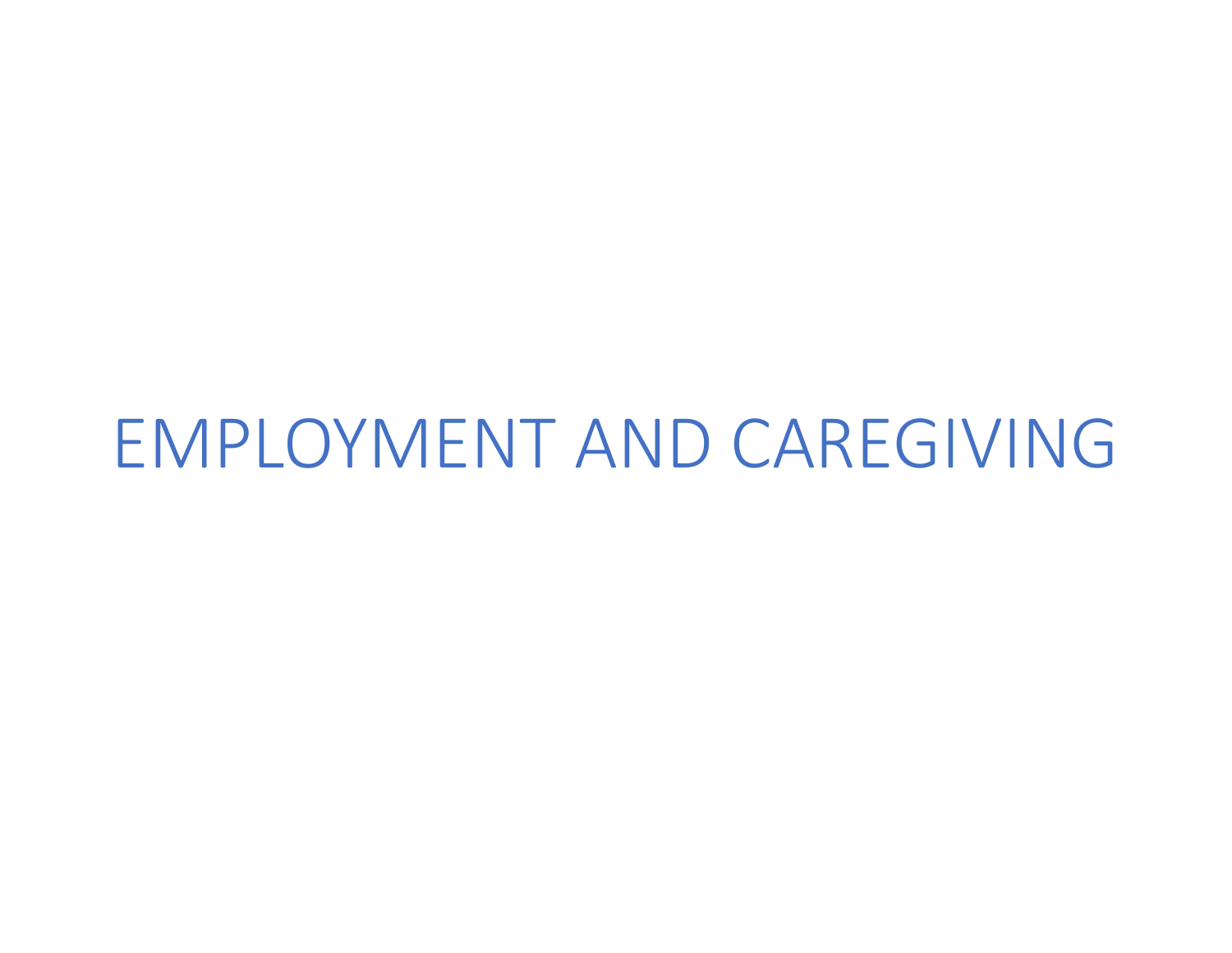# EMPLOYMENT AND CAREGIVING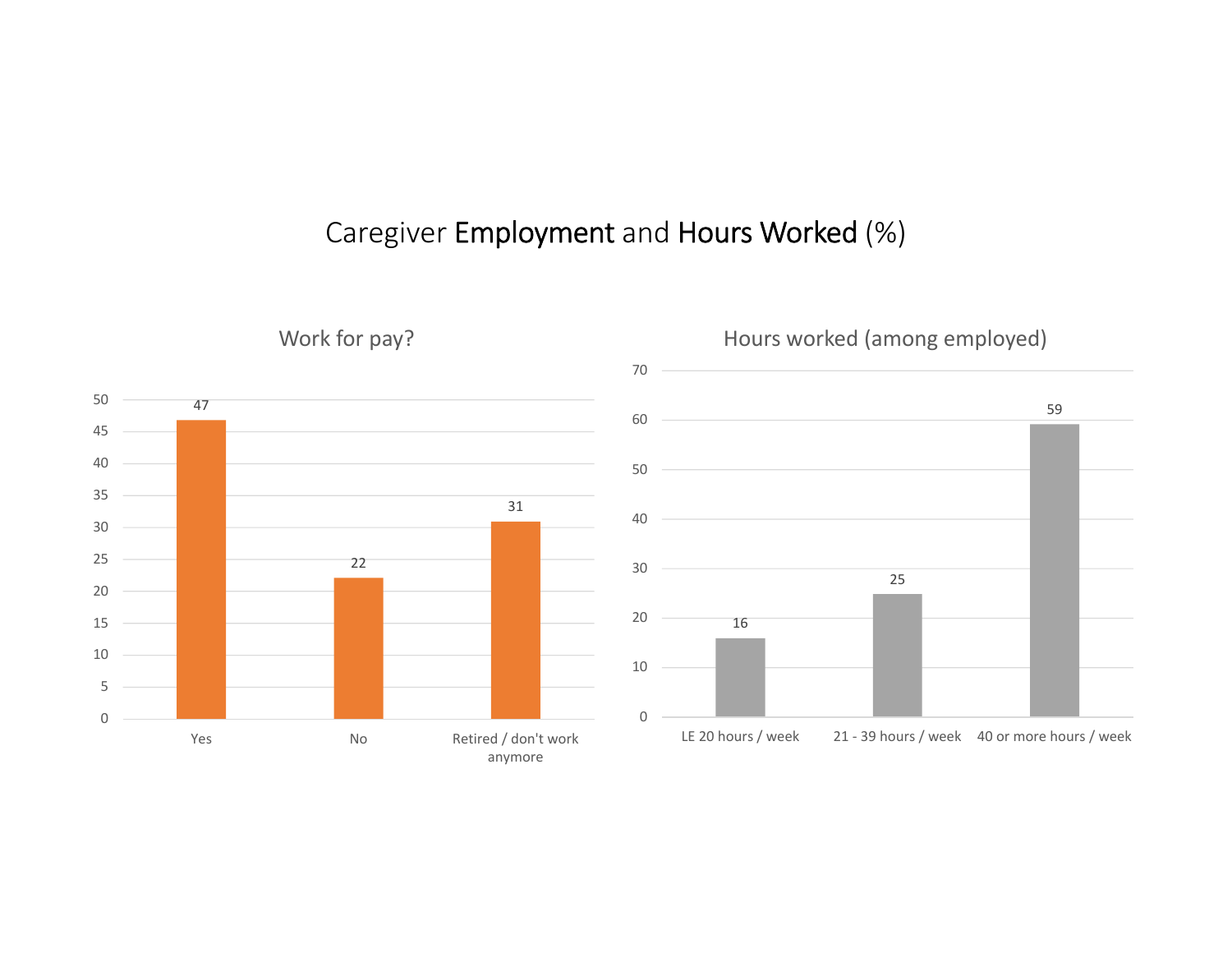# Caregiver **Employment** and **Hours Worked** (%)

## Work for pay?

| Response | % |
| --- | --- |
| Yes | 47 |
| No | 22 |
| Retired / don't work anymore | 31 |

## Hours worked (among employed)

| Hours | % |
| --- | --- |
| LE 20 hours / week | 16 |
| 21 - 39 hours / week | 25 |
| 40 or more hours / week | 59 |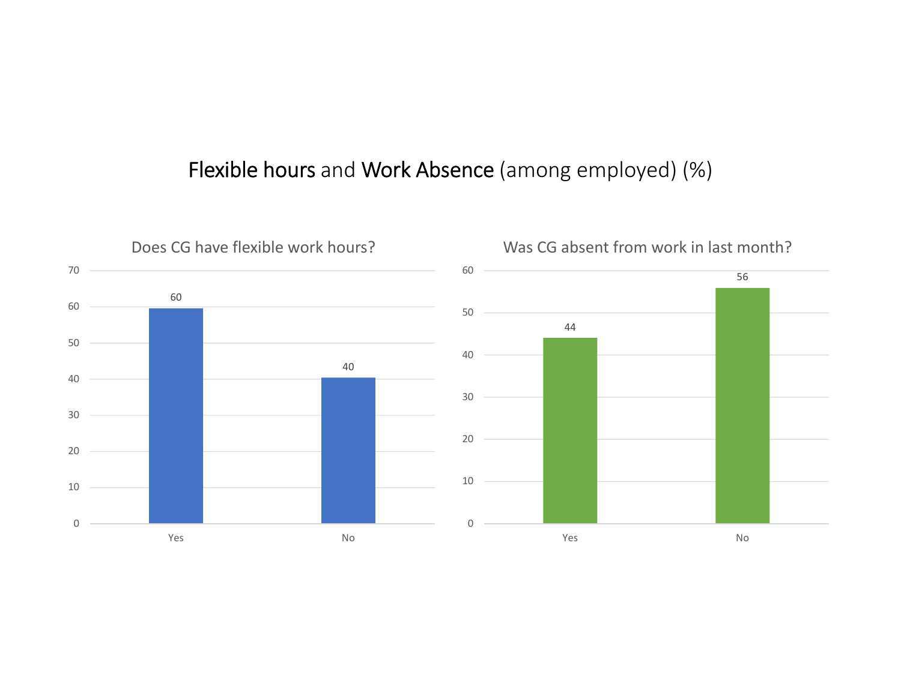# Flexible hours and Work Absence (among employed) (%)

## Does CG have flexible work hours?

| Response | % |
|---|---|
| Yes | 60 |
| No | 40 |

## Was CG absent from work in last month?

| Response | % |
|---|---|
| Yes | 44 |
| No | 56 |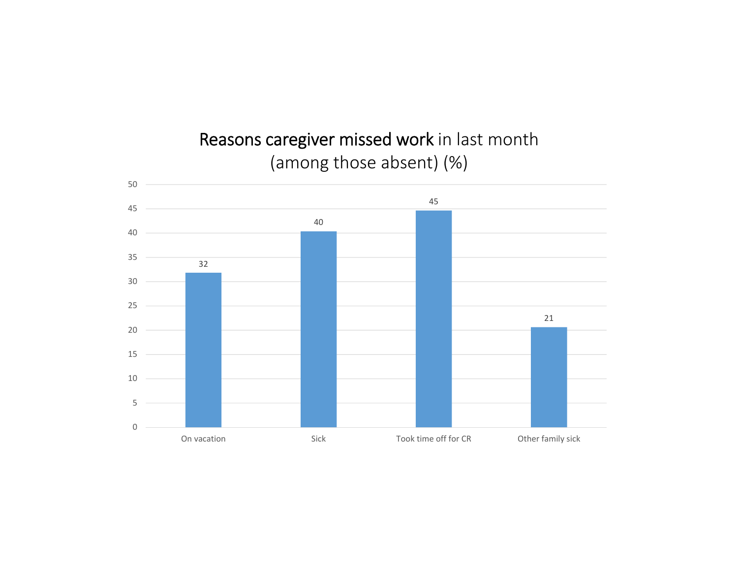# Reasons caregiver missed work in last month (among those absent) (%)

| Reason | % |
| --- | --- |
| On vacation | 32 |
| Sick | 40 |
| Took time off for CR | 45 |
| Other family sick | 21 |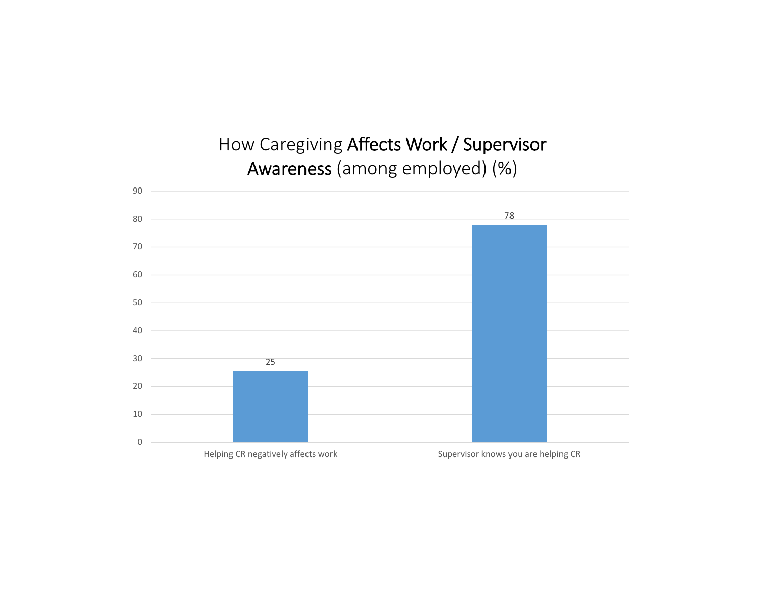# How Caregiving **Affects Work / Supervisor Awareness** (among employed) (%)

| | % |
|---|---|
| Helping CR negatively affects work | 25 |
| Supervisor knows you are helping CR | 78 |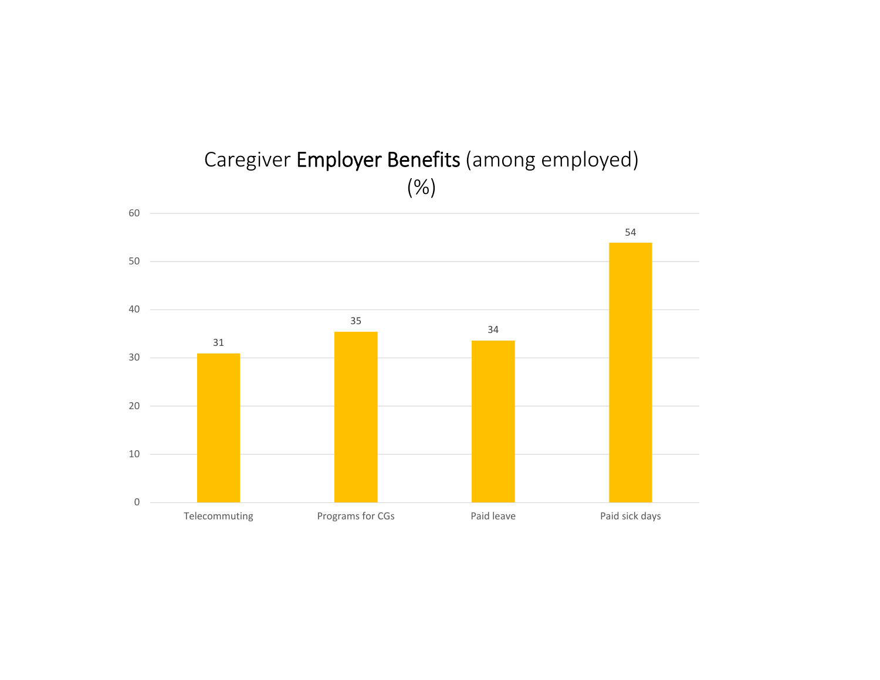# Caregiver **Employer Benefits** (among employed) (%)

| Benefit | % |
| --- | --- |
| Telecommuting | 31 |
| Programs for CGs | 35 |
| Paid leave | 34 |
| Paid sick days | 54 |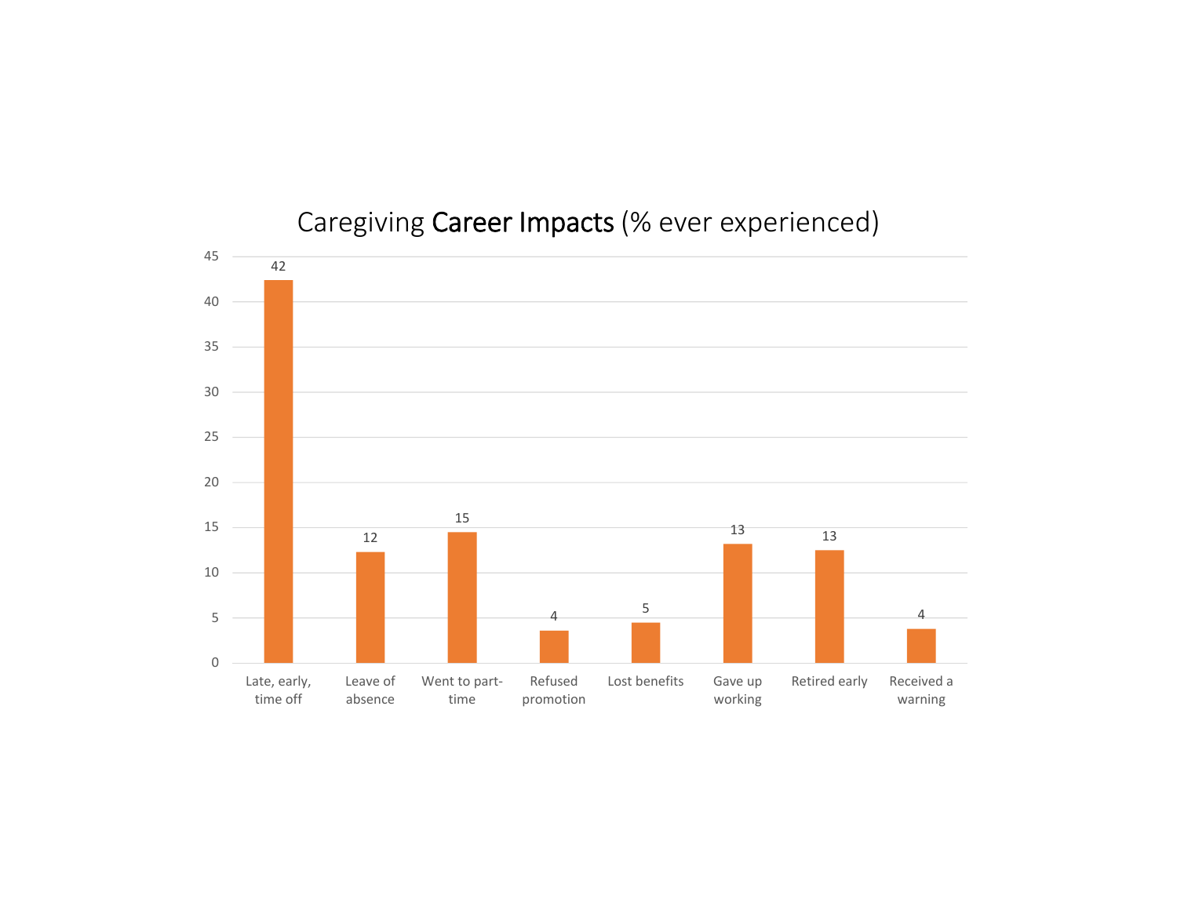Caregiving **Career Impacts** (% ever experienced)

45
40
35
30
25
20
15
10
5
0

42
12
15
4
5
13
13
4

Late, early, time off
Leave of absence
Went to part-time
Refused promotion
Lost benefits
Gave up working
Retired early
Received a warning